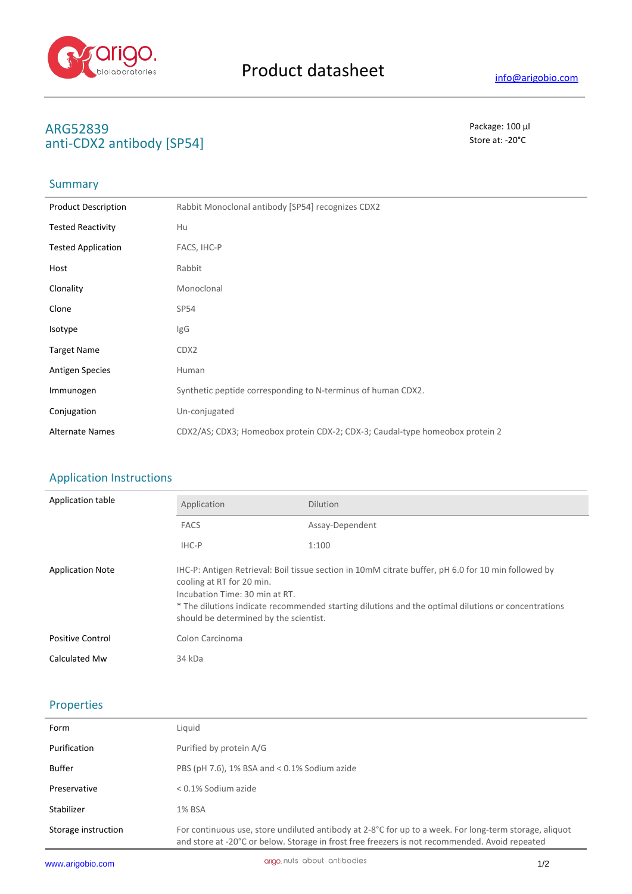# Product datasheet

info@arigobio.com

## ARG52839
## anti-CDX2 antibody [SP54]

Package: 100 μl
Store at: -20°C

## Summary

| | |
|---|---|
| Product Description | Rabbit Monoclonal antibody [SP54] recognizes CDX2 |
| Tested Reactivity | Hu |
| Tested Application | FACS, IHC-P |
| Host | Rabbit |
| Clonality | Monoclonal |
| Clone | SP54 |
| Isotype | IgG |
| Target Name | CDX2 |
| Antigen Species | Human |
| Immunogen | Synthetic peptide corresponding to N-terminus of human CDX2. |
| Conjugation | Un-conjugated |
| Alternate Names | CDX2/AS; CDX3; Homeobox protein CDX-2; CDX-3; Caudal-type homeobox protein 2 |

## Application Instructions

Application table

| Application | Dilution |
|---|---|
| FACS | Assay-Dependent |
| IHC-P | 1:100 |

| | |
|---|---|
| Application Note | IHC-P: Antigen Retrieval: Boil tissue section in 10mM citrate buffer, pH 6.0 for 10 min followed by cooling at RT for 20 min.<br>Incubation Time: 30 min at RT.<br>* The dilutions indicate recommended starting dilutions and the optimal dilutions or concentrations should be determined by the scientist. |
| Positive Control | Colon Carcinoma |
| Calculated Mw | 34 kDa |

## Properties

| | |
|---|---|
| Form | Liquid |
| Purification | Purified by protein A/G |
| Buffer | PBS (pH 7.6), 1% BSA and < 0.1% Sodium azide |
| Preservative | < 0.1% Sodium azide |
| Stabilizer | 1% BSA |
| Storage instruction | For continuous use, store undiluted antibody at 2-8°C for up to a week. For long-term storage, aliquot and store at -20°C or below. Storage in frost free freezers is not recommended. Avoid repeated |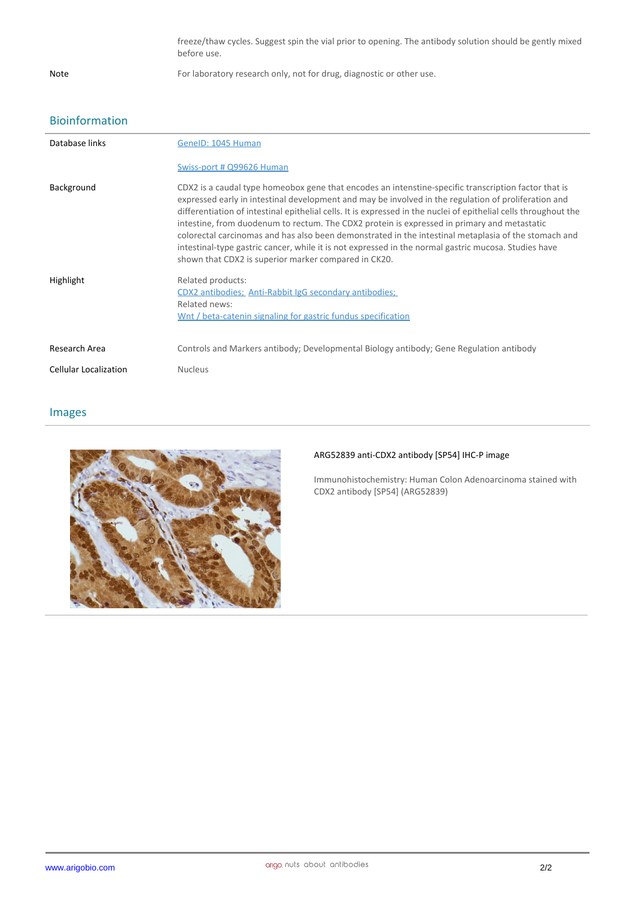freeze/thaw cycles. Suggest spin the vial prior to opening. The antibody solution should be gently mixed before use.

| | |
|---|---|
| Note | For laboratory research only, not for drug, diagnostic or other use. |

## Bioinformation

| | |
|---|---|
| Database links | GeneID: 1045 Human<br><br>Swiss-port # Q99626 Human |
| Background | CDX2 is a caudal type homeobox gene that encodes an intenstine-specific transcription factor that is expressed early in intestinal development and may be involved in the regulation of proliferation and differentiation of intestinal epithelial cells. It is expressed in the nuclei of epithelial cells throughout the intestine, from duodenum to rectum. The CDX2 protein is expressed in primary and metastatic colorectal carcinomas and has also been demonstrated in the intestinal metaplasia of the stomach and intestinal-type gastric cancer, while it is not expressed in the normal gastric mucosa. Studies have shown that CDX2 is superior marker compared in CK20. |
| Highlight | Related products:<br>CDX2 antibodies; Anti-Rabbit IgG secondary antibodies;<br>Related news:<br>Wnt / beta-catenin signaling for gastric fundus specification |
| Research Area | Controls and Markers antibody; Developmental Biology antibody; Gene Regulation antibody |
| Cellular Localization | Nucleus |

## Images

ARG52839 anti-CDX2 antibody [SP54] IHC-P image

Immunohistochemistry: Human Colon Adenoarcinoma stained with CDX2 antibody [SP54] (ARG52839)